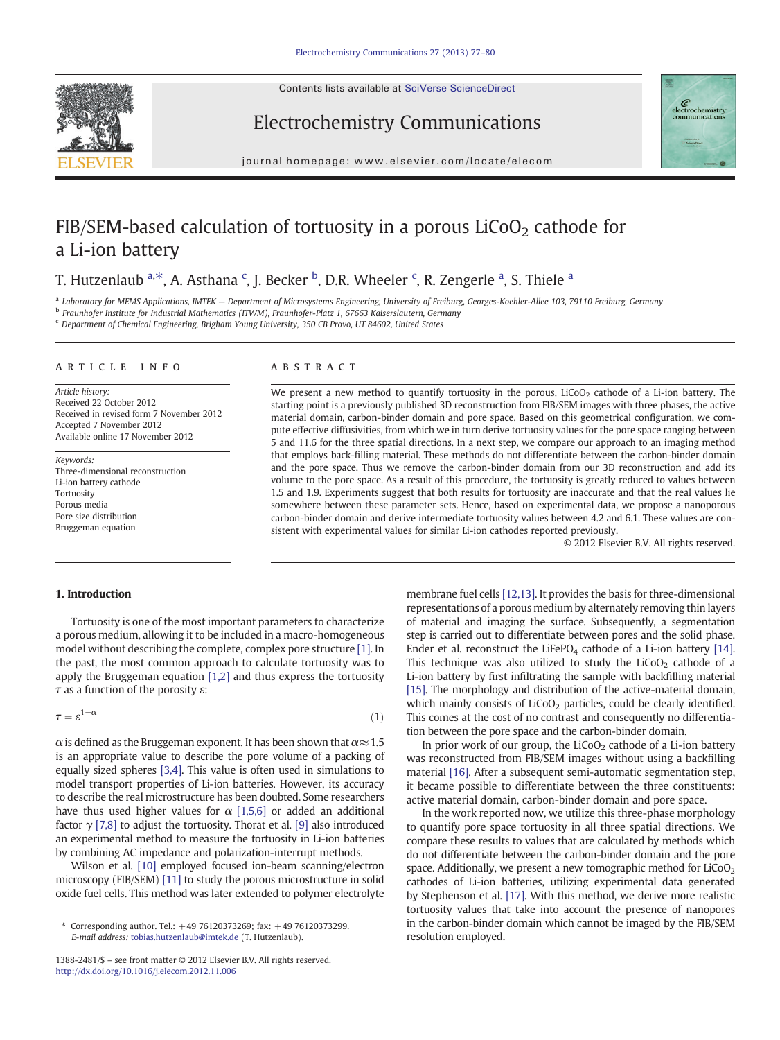# FIB/SEM-based calculation of tortuosity in a porous $LiCoO_2$ cathode for a Li-ion battery

T. Hutzenlaub [a,*], A. Asthana [c], J. Becker [b], D.R. Wheeler [c], R. Zengerle [a], S. Thiele [a]

[a] Laboratory for MEMS Applications, IMTEK — Department of Microsystems Engineering, University of Freiburg, Georges-Koehler-Allee 103, 79110 Freiburg, Germany

[b] Fraunhofer Institute for Industrial Mathematics (ITWM), Fraunhofer-Platz 1, 67663 Kaiserslautern, Germany

[c] Department of Chemical Engineering, Brigham Young University, 350 CB Provo, UT 84602, United States

## ARTICLE INFO

*Article history:*
Received 22 October 2012
Received in revised form 7 November 2012
Accepted 7 November 2012
Available online 17 November 2012

*Keywords:*
Three-dimensional reconstruction
Li-ion battery cathode
Tortuosity
Porous media
Pore size distribution
Bruggeman equation

## ABSTRACT

We present a new method to quantify tortuosity in the porous, $LiCoO_2$ cathode of a Li-ion battery. The starting point is a previously published 3D reconstruction from FIB/SEM images with three phases, the active material domain, carbon-binder domain and pore space. Based on this geometrical configuration, we compute effective diffusivities, from which we in turn derive tortuosity values for the pore space ranging between 5 and 11.6 for the three spatial directions. In a next step, we compare our approach to an imaging method that employs back-filling material. These methods do not differentiate between the carbon-binder domain and the pore space. Thus we remove the carbon-binder domain from our 3D reconstruction and add its volume to the pore space. As a result of this procedure, the tortuosity is greatly reduced to values between 1.5 and 1.9. Experiments suggest that both results for tortuosity are inaccurate and that the real values lie somewhere between these parameter sets. Hence, based on experimental data, we propose a nanoporous carbon-binder domain and derive intermediate tortuosity values between 4.2 and 6.1. These values are consistent with experimental values for similar Li-ion cathodes reported previously.

© 2012 Elsevier B.V. All rights reserved.

## 1. Introduction

Tortuosity is one of the most important parameters to characterize a porous medium, allowing it to be included in a macro-homogeneous model without describing the complete, complex pore structure [1]. In the past, the most common approach to calculate tortuosity was to apply the Bruggeman equation [1,2] and thus express the tortuosity $\tau$ as a function of the porosity $\varepsilon$:

$$\tau = \varepsilon^{1-\alpha} \tag{1}$$

$\alpha$ is defined as the Bruggeman exponent. It has been shown that $\alpha \approx 1.5$ is an appropriate value to describe the pore volume of a packing of equally sized spheres [3,4]. This value is often used in simulations to model transport properties of Li-ion batteries. However, its accuracy to describe the real microstructure has been doubted. Some researchers have thus used higher values for $\alpha$ [1,5,6] or added an additional factor $\gamma$ [7,8] to adjust the tortuosity. Thorat et al. [9] also introduced an experimental method to measure the tortuosity in Li-ion batteries by combining AC impedance and polarization-interrupt methods.

Wilson et al. [10] employed focused ion-beam scanning/electron microscopy (FIB/SEM) [11] to study the porous microstructure in solid oxide fuel cells. This method was later extended to polymer electrolyte membrane fuel cells [12,13]. It provides the basis for three-dimensional representations of a porous medium by alternately removing thin layers of material and imaging the surface. Subsequently, a segmentation step is carried out to differentiate between pores and the solid phase. Ender et al. reconstruct the $LiFePO_4$ cathode of a Li-ion battery [14]. This technique was also utilized to study the $LiCoO_2$ cathode of a Li-ion battery by first infiltrating the sample with backfilling material [15]. The morphology and distribution of the active-material domain, which mainly consists of $LiCoO_2$ particles, could be clearly identified. This comes at the cost of no contrast and consequently no differentiation between the pore space and the carbon-binder domain.

In prior work of our group, the $LiCoO_2$ cathode of a Li-ion battery was reconstructed from FIB/SEM images without using a backfilling material [16]. After a subsequent semi-automatic segmentation step, it became possible to differentiate between the three constituents: active material domain, carbon-binder domain and pore space.

In the work reported now, we utilize this three-phase morphology to quantify pore space tortuosity in all three spatial directions. We compare these results to values that are calculated by methods which do not differentiate between the carbon-binder domain and the pore space. Additionally, we present a new tomographic method for $LiCoO_2$ cathodes of Li-ion batteries, utilizing experimental data generated by Stephenson et al. [17]. With this method, we derive more realistic tortuosity values that take into account the presence of nanopores in the carbon-binder domain which cannot be imaged by the FIB/SEM resolution employed.

\* Corresponding author. Tel.: +49 76120373269; fax: +49 76120373299.
E-mail address: tobias.hutzenlaub@imtek.de (T. Hutzenlaub).

1388-2481/$ – see front matter © 2012 Elsevier B.V. All rights reserved.
http://dx.doi.org/10.1016/j.elecom.2012.11.006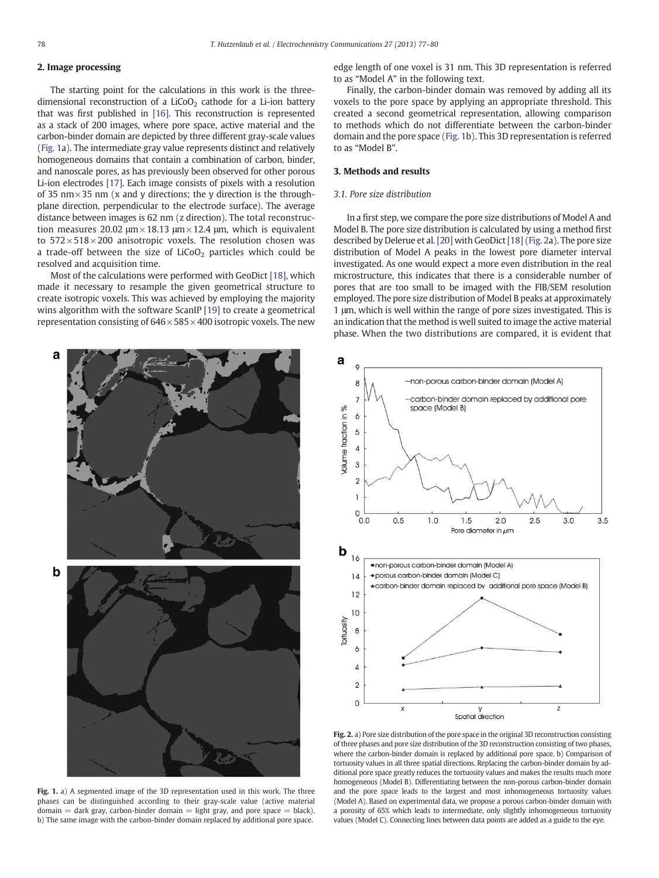## 2. Image processing

The starting point for the calculations in this work is the three-dimensional reconstruction of a $LiCoO_2$ cathode for a Li-ion battery that was first published in [16]. This reconstruction is represented as a stack of 200 images, where pore space, active material and the carbon-binder domain are depicted by three different gray-scale values (Fig. 1a). The intermediate gray value represents distinct and relatively homogeneous domains that contain a combination of carbon, binder, and nanoscale pores, as has previously been observed for other porous Li-ion electrodes [17]. Each image consists of pixels with a resolution of 35 nm × 35 nm (x and y directions; the y direction is the through-plane direction, perpendicular to the electrode surface). The average distance between images is 62 nm (z direction). The total reconstruction measures 20.02 μm × 18.13 μm × 12.4 μm, which is equivalent to 572 × 518 × 200 anisotropic voxels. The resolution chosen was a trade-off between the size of $LiCoO_2$ particles which could be resolved and acquisition time.

Most of the calculations were performed with GeoDict [18], which made it necessary to resample the given geometrical structure to create isotropic voxels. This was achieved by employing the majority wins algorithm with the software ScanIP [19] to create a geometrical representation consisting of 646 × 585 × 400 isotropic voxels. The new edge length of one voxel is 31 nm. This 3D representation is referred to as "Model A" in the following text.

Finally, the carbon-binder domain was removed by adding all its voxels to the pore space by applying an appropriate threshold. This created a second geometrical representation, allowing comparison to methods which do not differentiate between the carbon-binder domain and the pore space (Fig. 1b). This 3D representation is referred to as "Model B".

## 3. Methods and results

### 3.1. Pore size distribution

In a first step, we compare the pore size distributions of Model A and Model B. The pore size distribution is calculated by using a method first described by Delerue et al. [20] with GeoDict [18] (Fig. 2a). The pore size distribution of Model A peaks in the lowest pore diameter interval investigated. As one would expect a more even distribution in the real microstructure, this indicates that there is a considerable number of pores that are too small to be imaged with the FIB/SEM resolution employed. The pore size distribution of Model B peaks at approximately 1 μm, which is well within the range of pore sizes investigated. This is an indication that the method is well suited to image the active material phase. When the two distributions are compared, it is evident that

**Fig. 1.** a) A segmented image of the 3D representation used in this work. The three phases can be distinguished according to their gray-scale value (active material domain = dark gray, carbon-binder domain = light gray, and pore space = black). b) The same image with the carbon-binder domain replaced by additional pore space.

**Fig. 2.** a) Pore size distribution of the pore space in the original 3D reconstruction consisting of three phases and pore size distribution of the 3D reconstruction consisting of two phases, where the carbon-binder domain is replaced by additional pore space. b) Comparison of tortuosity values in all three spatial directions. Replacing the carbon-binder domain by additional pore space greatly reduces the tortuosity values and makes the results much more homogeneous (Model B). Differentiating between the non-porous carbon-binder domain and the pore space leads to the largest and most inhomogeneous tortuosity values (Model A). Based on experimental data, we propose a porous carbon-binder domain with a porosity of 65% which leads to intermediate, only slightly inhomogeneous tortuosity values (Model C). Connecting lines between data points are added as a guide to the eye.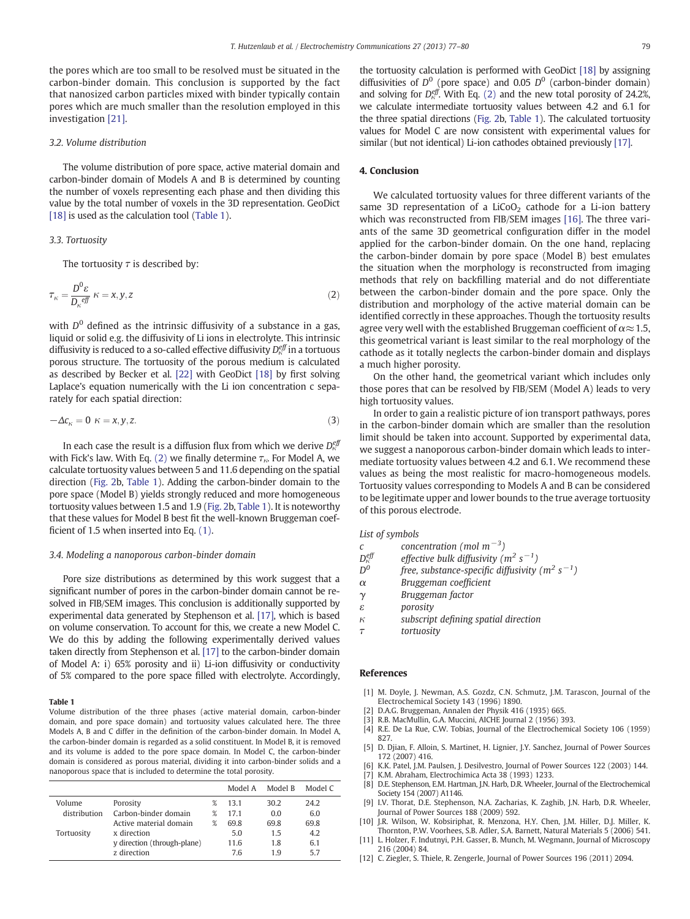the pores which are too small to be resolved must be situated in the carbon-binder domain. This conclusion is supported by the fact that nanosized carbon particles mixed with binder typically contain pores which are much smaller than the resolution employed in this investigation [21].

### 3.2. Volume distribution

The volume distribution of pore space, active material domain and carbon-binder domain of Models A and B is determined by counting the number of voxels representing each phase and then dividing this value by the total number of voxels in the 3D representation. GeoDict [18] is used as the calculation tool (Table 1).

### 3.3. Tortuosity

The tortuosity $\tau$ is described by:

$$\tau_\kappa = \frac{D^0 \varepsilon}{D_\kappa^{eff}} \quad \kappa = x, y, z \tag{2}$$

with $D^0$ defined as the intrinsic diffusivity of a substance in a gas, liquid or solid e.g. the diffusivity of Li ions in electrolyte. This intrinsic diffusivity is reduced to a so-called effective diffusivity $D_\kappa^{eff}$ in a tortuous porous structure. The tortuosity of the porous medium is calculated as described by Becker et al. [22] with GeoDict [18] by first solving Laplace's equation numerically with the Li ion concentration c separately for each spatial direction:

$$-\Delta c_\kappa = 0 \quad \kappa = x, y, z. \tag{3}$$

In each case the result is a diffusion flux from which we derive $D_\kappa^{eff}$ with Fick's law. With Eq. (2) we finally determine $\tau_\kappa$. For Model A, we calculate tortuosity values between 5 and 11.6 depending on the spatial direction (Fig. 2b, Table 1). Adding the carbon-binder domain to the pore space (Model B) yields strongly reduced and more homogeneous tortuosity values between 1.5 and 1.9 (Fig. 2b, Table 1). It is noteworthy that these values for Model B best fit the well-known Bruggeman coefficient of 1.5 when inserted into Eq. (1).

### 3.4. Modeling a nanoporous carbon-binder domain

Pore size distributions as determined by this work suggest that a significant number of pores in the carbon-binder domain cannot be resolved in FIB/SEM images. This conclusion is additionally supported by experimental data generated by Stephenson et al. [17], which is based on volume conservation. To account for this, we create a new Model C. We do this by adding the following experimentally derived values taken directly from Stephenson et al. [17] to the carbon-binder domain of Model A: i) 65% porosity and ii) Li-ion diffusivity or conductivity of 5% compared to the pore space filled with electrolyte. Accordingly, the tortuosity calculation is performed with GeoDict [18] by assigning diffusivities of $D^0$ (pore space) and 0.05 $D^0$ (carbon-binder domain) and solving for $D_\kappa^{eff}$. With Eq. (2) and the new total porosity of 24.2%, we calculate intermediate tortuosity values between 4.2 and 6.1 for the three spatial directions (Fig. 2b, Table 1). The calculated tortuosity values for Model C are now consistent with experimental values for similar (but not identical) Li-ion cathodes obtained previously [17].

**Table 1**
Volume distribution of the three phases (active material domain, carbon-binder domain, and pore space domain) and tortuosity values calculated here. The three Models A, B and C differ in the definition of the carbon-binder domain. In Model A, the carbon-binder domain is regarded as a solid constituent. In Model B, it is removed and its volume is added to the pore space domain. In Model C, the carbon-binder domain is considered as porous material, dividing it into carbon-binder solids and a nanoporous space that is included to determine the total porosity.

| | | | Model A | Model B | Model C |
|---|---|---|---|---|---|
| Volume distribution | Porosity | % | 13.1 | 30.2 | 24.2 |
| | Carbon-binder domain | % | 17.1 | 0.0 | 6.0 |
| | Active material domain | % | 69.8 | 69.8 | 69.8 |
| Tortuosity | x direction | | 5.0 | 1.5 | 4.2 |
| | y direction (through-plane) | | 11.6 | 1.8 | 6.1 |
| | z direction | | 7.6 | 1.9 | 5.7 |

## 4. Conclusion

We calculated tortuosity values for three different variants of the same 3D representation of a $LiCoO_2$ cathode for a Li-ion battery which was reconstructed from FIB/SEM images [16]. The three variants of the same 3D geometrical configuration differ in the model applied for the carbon-binder domain. On the one hand, replacing the carbon-binder domain by pore space (Model B) best emulates the situation when the morphology is reconstructed from imaging methods that rely on backfilling material and do not differentiate between the carbon-binder domain and the pore space. Only the distribution and morphology of the active material domain can be identified correctly in these approaches. Though the tortuosity results agree very well with the established Bruggeman coefficient of $\alpha \approx 1.5$, this geometrical variant is least similar to the real morphology of the cathode as it totally neglects the carbon-binder domain and displays a much higher porosity.

On the other hand, the geometrical variant which includes only those pores that can be resolved by FIB/SEM (Model A) leads to very high tortuosity values.

In order to gain a realistic picture of ion transport pathways, pores in the carbon-binder domain which are smaller than the resolution limit should be taken into account. Supported by experimental data, we suggest a nanoporous carbon-binder domain which leads to intermediate tortuosity values between 4.2 and 6.1. We recommend these values as being the most realistic for macro-homogeneous models. Tortuosity values corresponding to Models A and B can be considered to be legitimate upper and lower bounds to the true average tortuosity of this porous electrode.

*List of symbols*

| | |
|---|---|
| $c$ | *concentration (mol m$^{-3}$)* |
| $D_\kappa^{eff}$ | *effective bulk diffusivity (m$^2$ s$^{-1}$)* |
| $D^0$ | *free, substance-specific diffusivity (m$^2$ s$^{-1}$)* |
| $\alpha$ | *Bruggeman coefficient* |
| $\gamma$ | *Bruggeman factor* |
| $\varepsilon$ | *porosity* |
| $\kappa$ | *subscript defining spatial direction* |
| $\tau$ | *tortuosity* |

## References

[1] M. Doyle, J. Newman, A.S. Gozdz, C.N. Schmutz, J.M. Tarascon, Journal of the Electrochemical Society 143 (1996) 1890.
[2] D.A.G. Bruggeman, Annalen der Physik 416 (1935) 665.
[3] R.B. MacMullin, G.A. Muccini, AIChE Journal 2 (1956) 393.
[4] R.E. De La Rue, C.W. Tobias, Journal of the Electrochemical Society 106 (1959) 827.
[5] D. Djian, F. Alloin, S. Martinet, H. Lignier, J.Y. Sanchez, Journal of Power Sources 172 (2007) 416.
[6] K.K. Patel, J.M. Paulsen, J. Desilvestro, Journal of Power Sources 122 (2003) 144.
[7] K.M. Abraham, Electrochimica Acta 38 (1993) 1233.
[8] D.E. Stephenson, E.M. Hartman, J.N. Harb, D.R. Wheeler, Journal of the Electrochemical Society 154 (2007) A1146.
[9] I.V. Thorat, D.E. Stephenson, N.A. Zacharias, K. Zaghib, J.N. Harb, D.R. Wheeler, Journal of Power Sources 188 (2009) 592.
[10] J.R. Wilson, W. Kobsiriphat, R. Menzona, H.Y. Chen, J.M. Hiller, D.J. Miller, K. Thornton, P.W. Voorhees, S.B. Adler, S.A. Barnett, Natural Materials 5 (2006) 541.
[11] L. Holzer, F. Indutnyi, P.H. Gasser, B. Munch, M. Wegmann, Journal of Microscopy 216 (2004) 84.
[12] C. Ziegler, S. Thiele, R. Zengerle, Journal of Power Sources 196 (2011) 2094.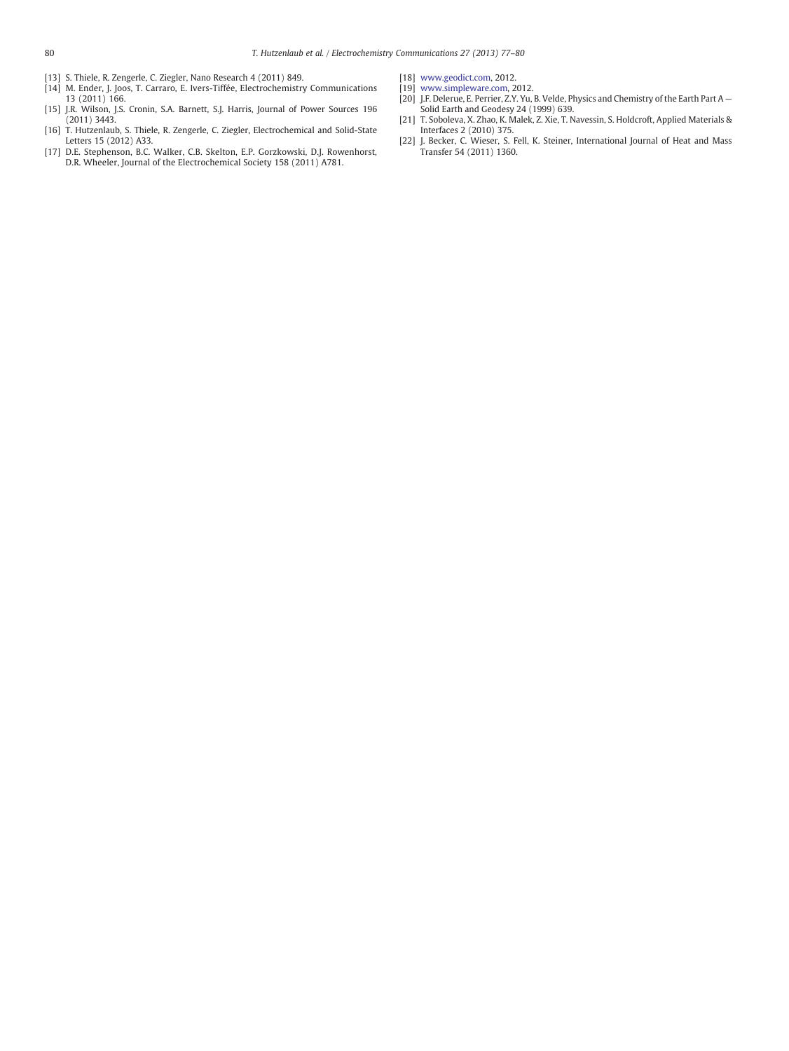[13] S. Thiele, R. Zengerle, C. Ziegler, Nano Research 4 (2011) 849.

[14] M. Ender, J. Joos, T. Carraro, E. Ivers-Tiffée, Electrochemistry Communications 13 (2011) 166.

[15] J.R. Wilson, J.S. Cronin, S.A. Barnett, S.J. Harris, Journal of Power Sources 196 (2011) 3443.

[16] T. Hutzenlaub, S. Thiele, R. Zengerle, C. Ziegler, Electrochemical and Solid-State Letters 15 (2012) A33.

[17] D.E. Stephenson, B.C. Walker, C.B. Skelton, E.P. Gorzkowski, D.J. Rowenhorst, D.R. Wheeler, Journal of the Electrochemical Society 158 (2011) A781.

[18] www.geodict.com, 2012.

[19] www.simpleware.com, 2012.

[20] J.F. Delerue, E. Perrier, Z.Y. Yu, B. Velde, Physics and Chemistry of the Earth Part A — Solid Earth and Geodesy 24 (1999) 639.

[21] T. Soboleva, X. Zhao, K. Malek, Z. Xie, T. Navessin, S. Holdcroft, Applied Materials & Interfaces 2 (2010) 375.

[22] J. Becker, C. Wieser, S. Fell, K. Steiner, International Journal of Heat and Mass Transfer 54 (2011) 1360.